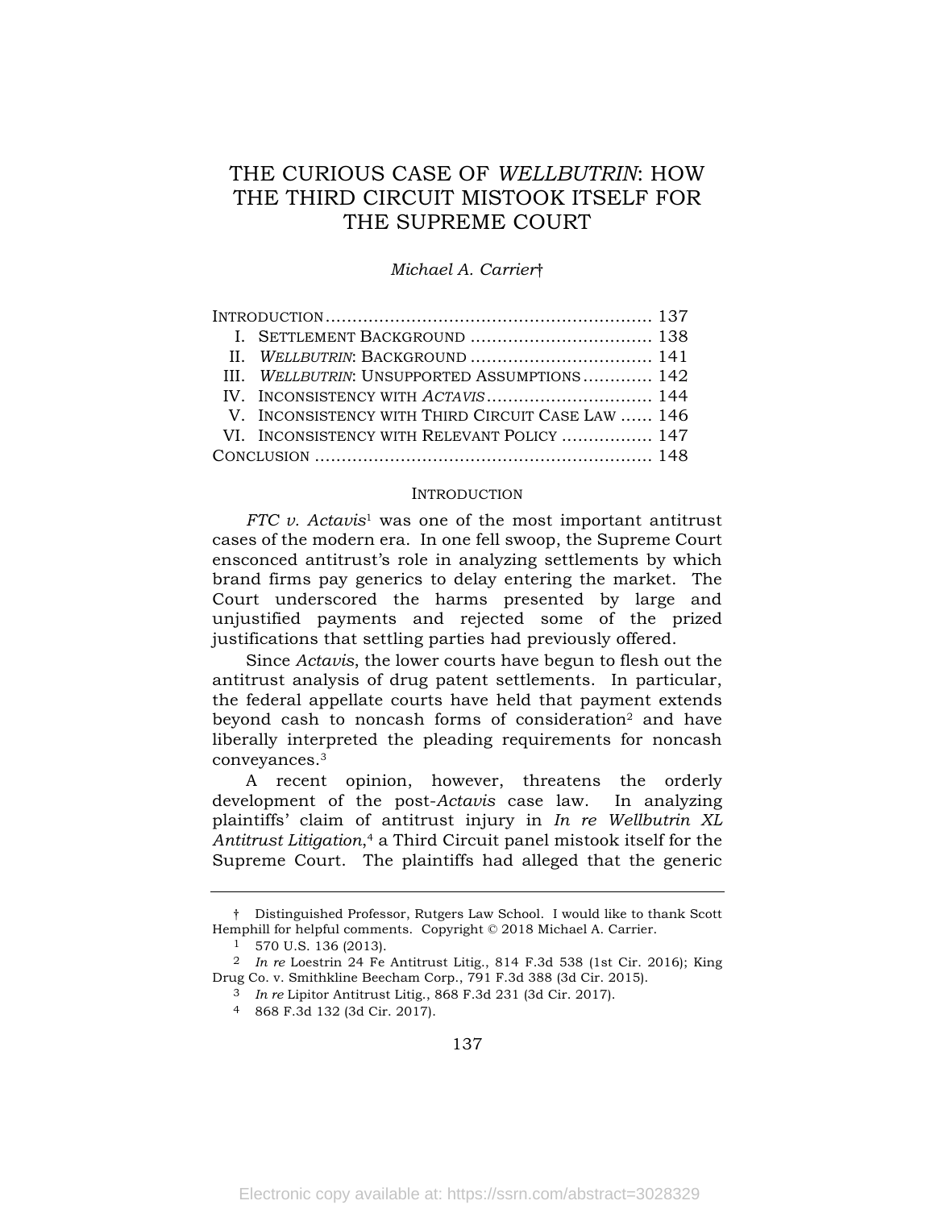# THE CURIOUS CASE OF *WELLBUTRIN*: HOW THE THIRD CIRCUIT MISTOOK ITSELF FOR THE SUPREME COURT

*Michael A. Carrier*†

| | |
|---|---|
| INTRODUCTION | 137 |
| I. SETTLEMENT BACKGROUND | 138 |
| II. *WELLBUTRIN*: BACKGROUND | 141 |
| III. *WELLBUTRIN*: UNSUPPORTED ASSUMPTIONS | 142 |
| IV. INCONSISTENCY WITH *ACTAVIS* | 144 |
| V. INCONSISTENCY WITH THIRD CIRCUIT CASE LAW | 146 |
| VI. INCONSISTENCY WITH RELEVANT POLICY | 147 |
| CONCLUSION | 148 |

## INTRODUCTION

*FTC v. Actavis*[1] was one of the most important antitrust cases of the modern era. In one fell swoop, the Supreme Court ensconced antitrust's role in analyzing settlements by which brand firms pay generics to delay entering the market. The Court underscored the harms presented by large and unjustified payments and rejected some of the prized justifications that settling parties had previously offered.

Since *Actavis*, the lower courts have begun to flesh out the antitrust analysis of drug patent settlements. In particular, the federal appellate courts have held that payment extends beyond cash to noncash forms of consideration[2] and have liberally interpreted the pleading requirements for noncash conveyances.[3]

A recent opinion, however, threatens the orderly development of the post-*Actavis* case law. In analyzing plaintiffs' claim of antitrust injury in *In re Wellbutrin XL Antitrust Litigation*,[4] a Third Circuit panel mistook itself for the Supreme Court. The plaintiffs had alleged that the generic

---

† Distinguished Professor, Rutgers Law School. I would like to thank Scott Hemphill for helpful comments. Copyright © 2018 Michael A. Carrier.

1 570 U.S. 136 (2013).

2 *In re* Loestrin 24 Fe Antitrust Litig., 814 F.3d 538 (1st Cir. 2016); King Drug Co. v. Smithkline Beecham Corp., 791 F.3d 388 (3d Cir. 2015).

3 *In re* Lipitor Antitrust Litig., 868 F.3d 231 (3d Cir. 2017).

4 868 F.3d 132 (3d Cir. 2017).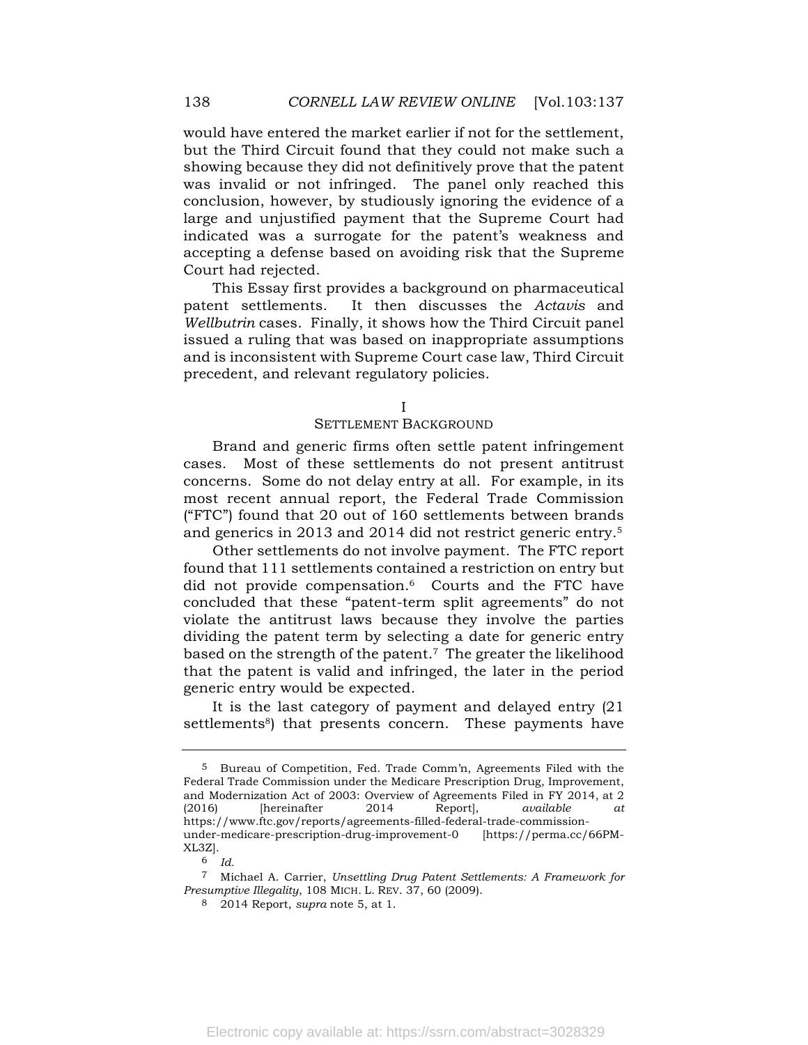would have entered the market earlier if not for the settlement, but the Third Circuit found that they could not make such a showing because they did not definitively prove that the patent was invalid or not infringed. The panel only reached this conclusion, however, by studiously ignoring the evidence of a large and unjustified payment that the Supreme Court had indicated was a surrogate for the patent's weakness and accepting a defense based on avoiding risk that the Supreme Court had rejected.

This Essay first provides a background on pharmaceutical patent settlements. It then discusses the *Actavis* and *Wellbutrin* cases. Finally, it shows how the Third Circuit panel issued a ruling that was based on inappropriate assumptions and is inconsistent with Supreme Court case law, Third Circuit precedent, and relevant regulatory policies.

## I
## SETTLEMENT BACKGROUND

Brand and generic firms often settle patent infringement cases. Most of these settlements do not present antitrust concerns. Some do not delay entry at all. For example, in its most recent annual report, the Federal Trade Commission ("FTC") found that 20 out of 160 settlements between brands and generics in 2013 and 2014 did not restrict generic entry.[5]

Other settlements do not involve payment. The FTC report found that 111 settlements contained a restriction on entry but did not provide compensation.[6] Courts and the FTC have concluded that these "patent-term split agreements" do not violate the antitrust laws because they involve the parties dividing the patent term by selecting a date for generic entry based on the strength of the patent.[7] The greater the likelihood that the patent is valid and infringed, the later in the period generic entry would be expected.

It is the last category of payment and delayed entry (21 settlements[8]) that presents concern. These payments have

---

[5] Bureau of Competition, Fed. Trade Comm'n, Agreements Filed with the Federal Trade Commission under the Medicare Prescription Drug, Improvement, and Modernization Act of 2003: Overview of Agreements Filed in FY 2014, at 2 (2016) [hereinafter 2014 Report], *available at* https://www.ftc.gov/reports/agreements-filled-federal-trade-commission-under-medicare-prescription-drug-improvement-0 [https://perma.cc/66PM-XL3Z].

[6] *Id.*

[7] Michael A. Carrier, *Unsettling Drug Patent Settlements: A Framework for Presumptive Illegality*, 108 MICH. L. REV. 37, 60 (2009).

[8] 2014 Report, *supra* note 5, at 1.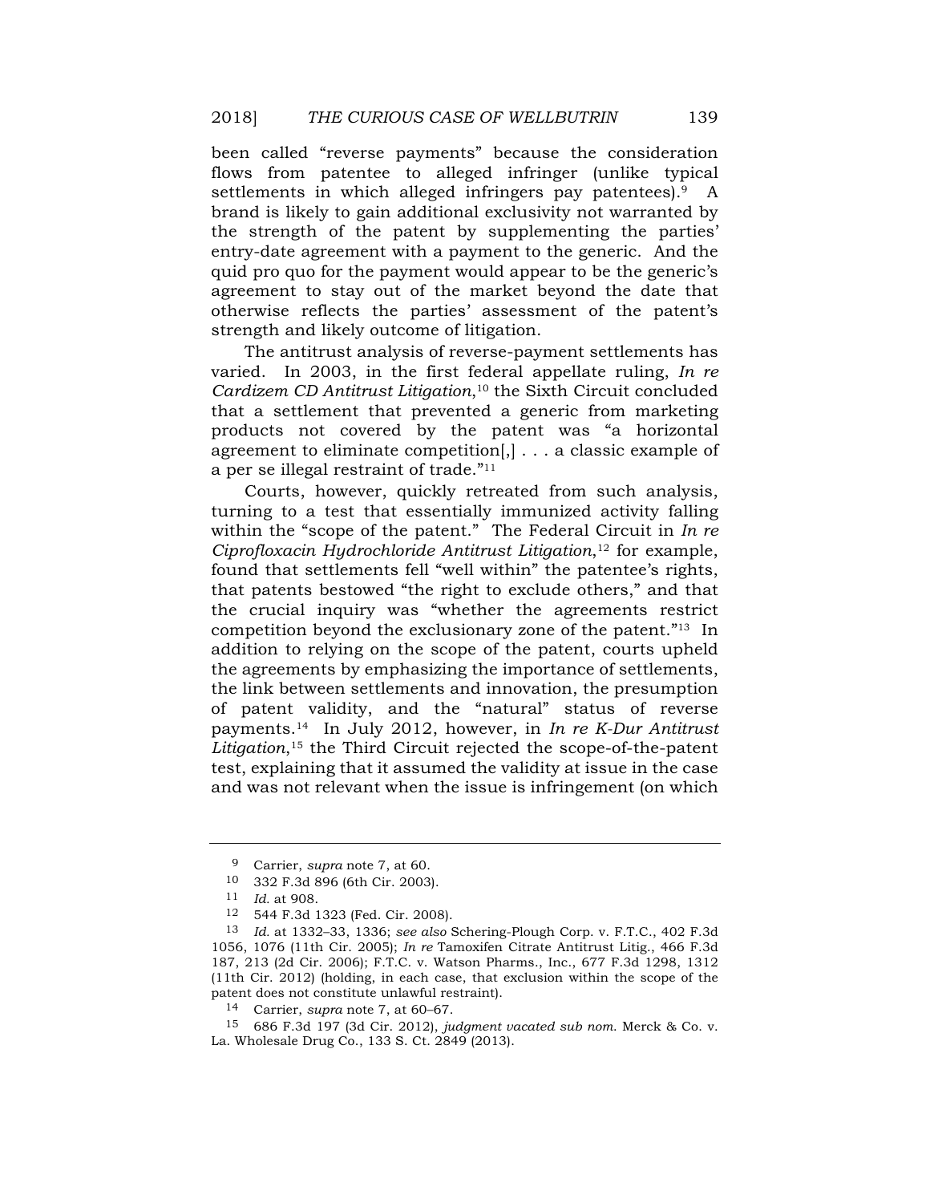been called "reverse payments" because the consideration flows from patentee to alleged infringer (unlike typical settlements in which alleged infringers pay patentees).[9] A brand is likely to gain additional exclusivity not warranted by the strength of the patent by supplementing the parties' entry-date agreement with a payment to the generic. And the quid pro quo for the payment would appear to be the generic's agreement to stay out of the market beyond the date that otherwise reflects the parties' assessment of the patent's strength and likely outcome of litigation.

The antitrust analysis of reverse-payment settlements has varied. In 2003, in the first federal appellate ruling, *In re Cardizem CD Antitrust Litigation*,[10] the Sixth Circuit concluded that a settlement that prevented a generic from marketing products not covered by the patent was "a horizontal agreement to eliminate competition[,] . . . a classic example of a per se illegal restraint of trade."[11]

Courts, however, quickly retreated from such analysis, turning to a test that essentially immunized activity falling within the "scope of the patent." The Federal Circuit in *In re Ciprofloxacin Hydrochloride Antitrust Litigation*,[12] for example, found that settlements fell "well within" the patentee's rights, that patents bestowed "the right to exclude others," and that the crucial inquiry was "whether the agreements restrict competition beyond the exclusionary zone of the patent."[13] In addition to relying on the scope of the patent, courts upheld the agreements by emphasizing the importance of settlements, the link between settlements and innovation, the presumption of patent validity, and the "natural" status of reverse payments.[14] In July 2012, however, in *In re K-Dur Antitrust Litigation*,[15] the Third Circuit rejected the scope-of-the-patent test, explaining that it assumed the validity at issue in the case and was not relevant when the issue is infringement (on which

---

9 Carrier, *supra* note 7, at 60.

10 332 F.3d 896 (6th Cir. 2003).

11 *Id.* at 908.

12 544 F.3d 1323 (Fed. Cir. 2008).

13 *Id.* at 1332–33, 1336; *see also* Schering-Plough Corp. v. F.T.C., 402 F.3d 1056, 1076 (11th Cir. 2005); *In re* Tamoxifen Citrate Antitrust Litig., 466 F.3d 187, 213 (2d Cir. 2006); F.T.C. v. Watson Pharms., Inc., 677 F.3d 1298, 1312 (11th Cir. 2012) (holding, in each case, that exclusion within the scope of the patent does not constitute unlawful restraint).

14 Carrier, *supra* note 7, at 60–67.

15 686 F.3d 197 (3d Cir. 2012), *judgment vacated sub nom.* Merck & Co. v. La. Wholesale Drug Co., 133 S. Ct. 2849 (2013).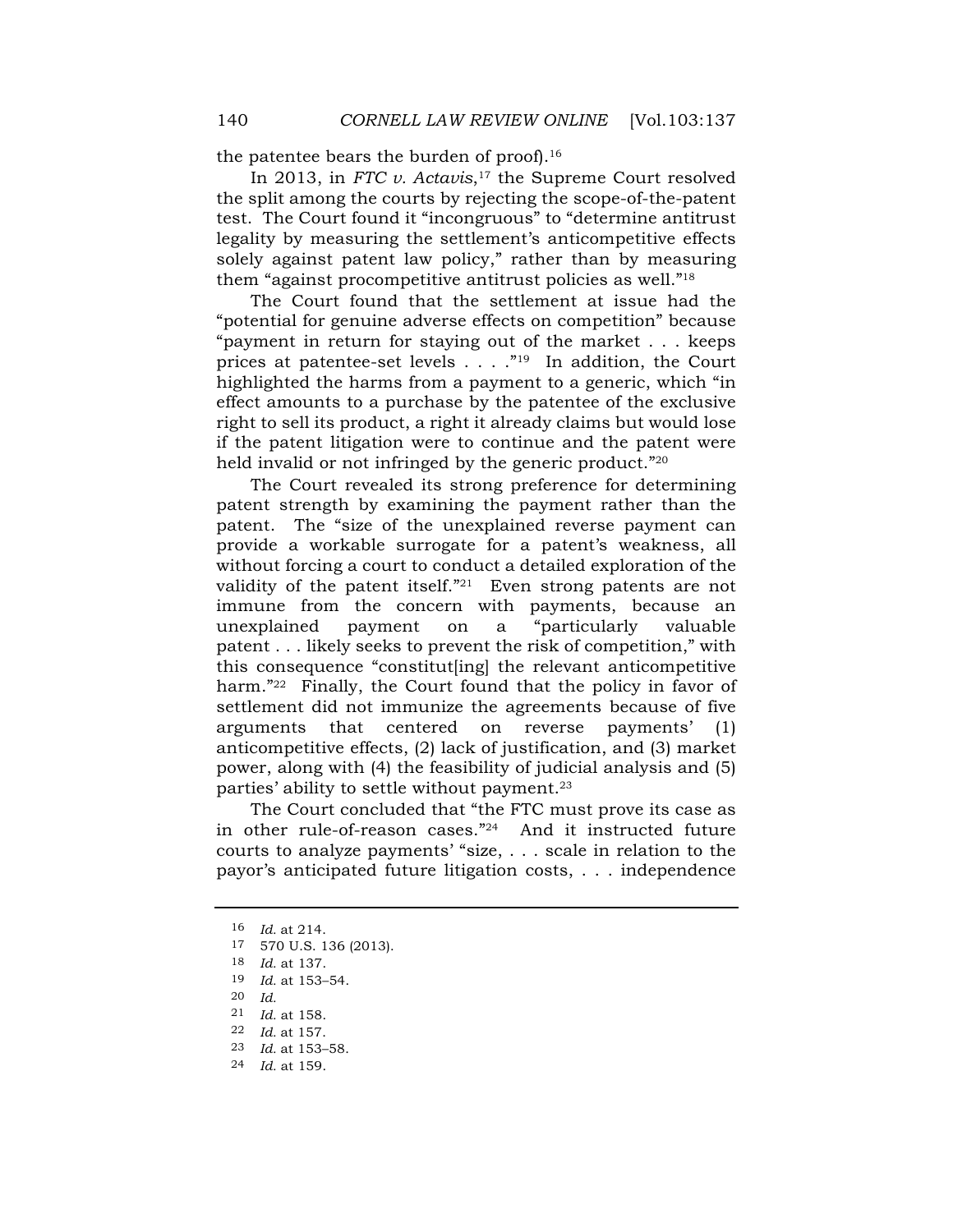the patentee bears the burden of proof).[16]

In 2013, in *FTC v. Actavis*,[17] the Supreme Court resolved the split among the courts by rejecting the scope-of-the-patent test. The Court found it "incongruous" to "determine antitrust legality by measuring the settlement's anticompetitive effects solely against patent law policy," rather than by measuring them "against procompetitive antitrust policies as well."[18]

The Court found that the settlement at issue had the "potential for genuine adverse effects on competition" because "payment in return for staying out of the market . . . keeps prices at patentee-set levels . . . ."[19] In addition, the Court highlighted the harms from a payment to a generic, which "in effect amounts to a purchase by the patentee of the exclusive right to sell its product, a right it already claims but would lose if the patent litigation were to continue and the patent were held invalid or not infringed by the generic product."[20]

The Court revealed its strong preference for determining patent strength by examining the payment rather than the patent. The "size of the unexplained reverse payment can provide a workable surrogate for a patent's weakness, all without forcing a court to conduct a detailed exploration of the validity of the patent itself."[21] Even strong patents are not immune from the concern with payments, because an unexplained payment on a "particularly valuable patent . . . likely seeks to prevent the risk of competition," with this consequence "constitut[ing] the relevant anticompetitive harm."[22] Finally, the Court found that the policy in favor of settlement did not immunize the agreements because of five arguments that centered on reverse payments' (1) anticompetitive effects, (2) lack of justification, and (3) market power, along with (4) the feasibility of judicial analysis and (5) parties' ability to settle without payment.[23]

The Court concluded that "the FTC must prove its case as in other rule-of-reason cases."[24] And it instructed future courts to analyze payments' "size, . . . scale in relation to the payor's anticipated future litigation costs, . . . independence

---

16 *Id.* at 214.

17 570 U.S. 136 (2013).

18 *Id.* at 137.

19 *Id.* at 153–54.

20 *Id.*

21 *Id.* at 158.

22 *Id.* at 157.

23 *Id.* at 153–58.

24 *Id.* at 159.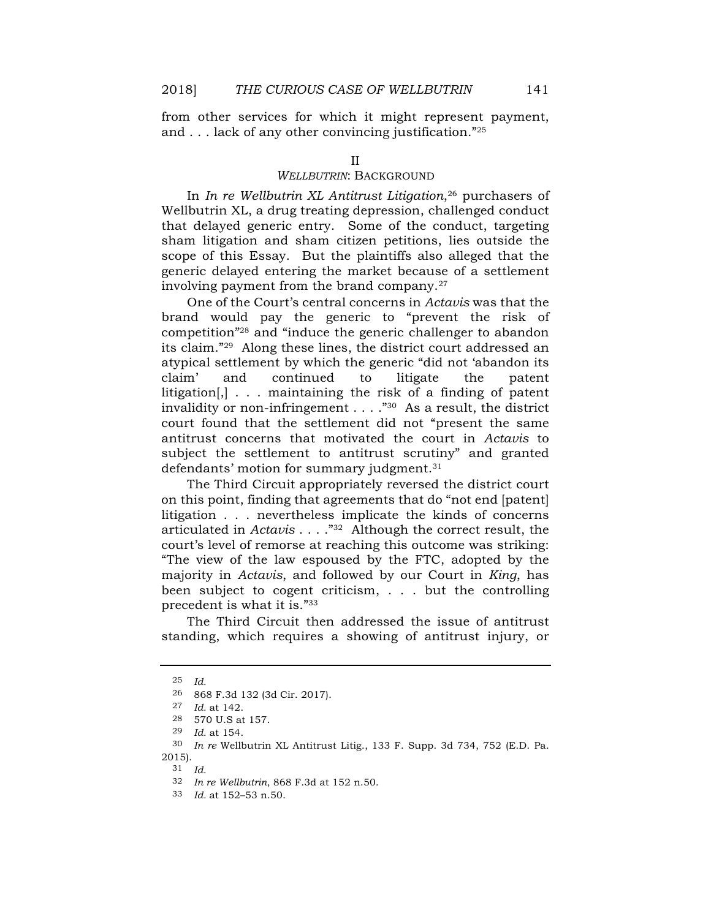from other services for which it might represent payment, and . . . lack of any other convincing justification."[25]

## II
## *WELLBUTRIN*: BACKGROUND

In *In re Wellbutrin XL Antitrust Litigation*,[26] purchasers of Wellbutrin XL, a drug treating depression, challenged conduct that delayed generic entry. Some of the conduct, targeting sham litigation and sham citizen petitions, lies outside the scope of this Essay. But the plaintiffs also alleged that the generic delayed entering the market because of a settlement involving payment from the brand company.[27]

One of the Court's central concerns in *Actavis* was that the brand would pay the generic to "prevent the risk of competition"[28] and "induce the generic challenger to abandon its claim."[29] Along these lines, the district court addressed an atypical settlement by which the generic "did not 'abandon its claim' and continued to litigate the patent litigation[,] . . . maintaining the risk of a finding of patent invalidity or non-infringement . . . ."[30] As a result, the district court found that the settlement did not "present the same antitrust concerns that motivated the court in *Actavis* to subject the settlement to antitrust scrutiny" and granted defendants' motion for summary judgment.[31]

The Third Circuit appropriately reversed the district court on this point, finding that agreements that do "not end [patent] litigation . . . nevertheless implicate the kinds of concerns articulated in *Actavis* . . . ."[32] Although the correct result, the court's level of remorse at reaching this outcome was striking: "The view of the law espoused by the FTC, adopted by the majority in *Actavis*, and followed by our Court in *King*, has been subject to cogent criticism, . . . but the controlling precedent is what it is."[33]

The Third Circuit then addressed the issue of antitrust standing, which requires a showing of antitrust injury, or

---

25 *Id.*

26 868 F.3d 132 (3d Cir. 2017).

27 *Id.* at 142.

28 570 U.S at 157.

29 *Id.* at 154.

30 *In re* Wellbutrin XL Antitrust Litig., 133 F. Supp. 3d 734, 752 (E.D. Pa. 2015).

31 *Id.*

32 *In re Wellbutrin*, 868 F.3d at 152 n.50.

33 *Id.* at 152–53 n.50.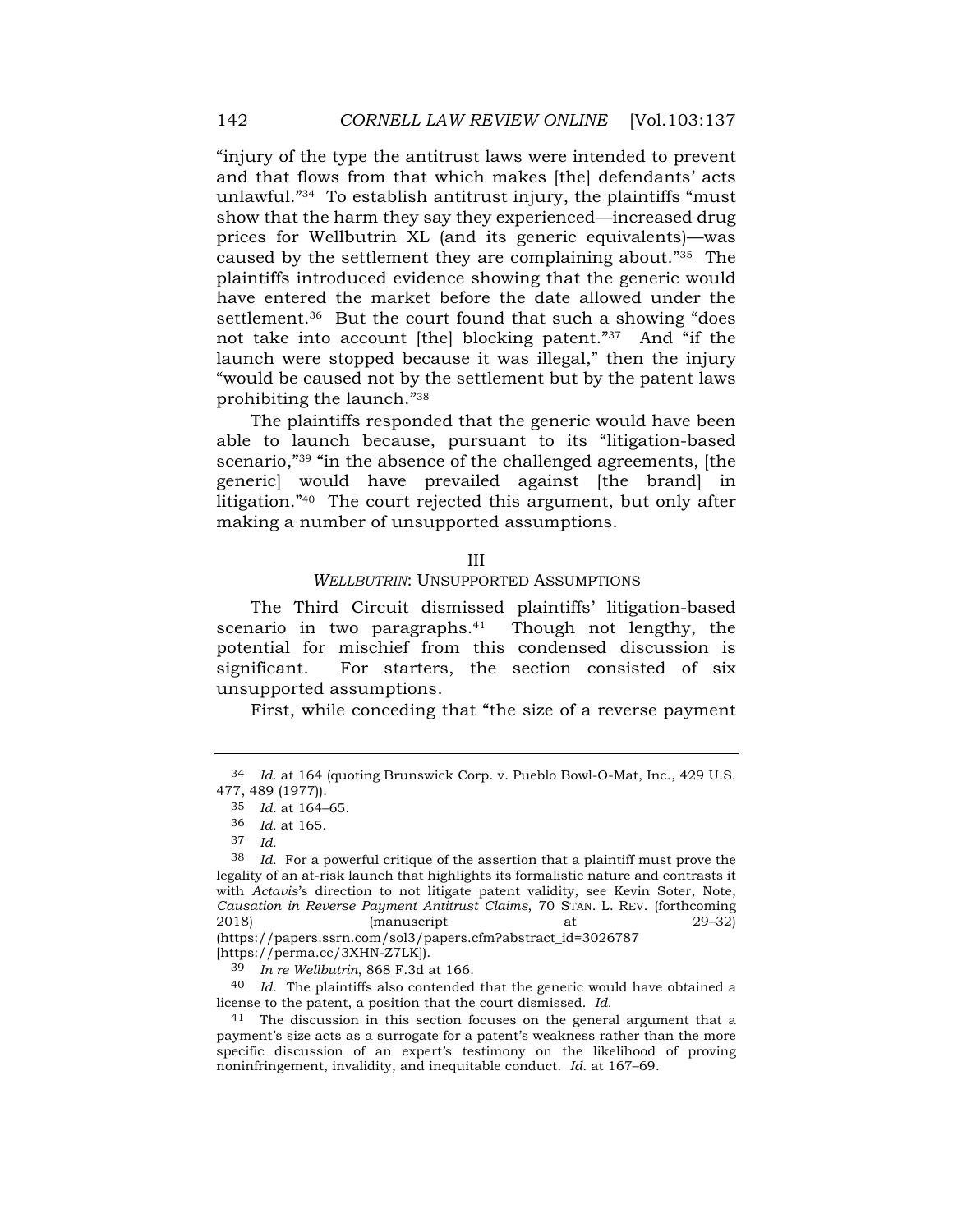"injury of the type the antitrust laws were intended to prevent and that flows from that which makes [the] defendants' acts unlawful."[34] To establish antitrust injury, the plaintiffs "must show that the harm they say they experienced—increased drug prices for Wellbutrin XL (and its generic equivalents)—was caused by the settlement they are complaining about."[35] The plaintiffs introduced evidence showing that the generic would have entered the market before the date allowed under the settlement.[36] But the court found that such a showing "does not take into account [the] blocking patent."[37] And "if the launch were stopped because it was illegal," then the injury "would be caused not by the settlement but by the patent laws prohibiting the launch."[38]

The plaintiffs responded that the generic would have been able to launch because, pursuant to its "litigation-based scenario,"[39] "in the absence of the challenged agreements, [the generic] would have prevailed against [the brand] in litigation."[40] The court rejected this argument, but only after making a number of unsupported assumptions.

## III
## *WELLBUTRIN*: UNSUPPORTED ASSUMPTIONS

The Third Circuit dismissed plaintiffs' litigation-based scenario in two paragraphs.[41] Though not lengthy, the potential for mischief from this condensed discussion is significant. For starters, the section consisted of six unsupported assumptions.

First, while conceding that "the size of a reverse payment

---

34 *Id.* at 164 (quoting Brunswick Corp. v. Pueblo Bowl-O-Mat, Inc., 429 U.S. 477, 489 (1977)).

35 *Id.* at 164–65.

36 *Id.* at 165.

37 *Id.*

38 *Id.* For a powerful critique of the assertion that a plaintiff must prove the legality of an at-risk launch that highlights its formalistic nature and contrasts it with *Actavis*'s direction to not litigate patent validity, see Kevin Soter, Note, *Causation in Reverse Payment Antitrust Claims*, 70 STAN. L. REV. (forthcoming 2018) (manuscript at 29–32) (https://papers.ssrn.com/sol3/papers.cfm?abstract_id=3026787 [https://perma.cc/3XHN-Z7LK]).

39 *In re Wellbutrin*, 868 F.3d at 166.

40 *Id.* The plaintiffs also contended that the generic would have obtained a license to the patent, a position that the court dismissed. *Id.*

41 The discussion in this section focuses on the general argument that a payment's size acts as a surrogate for a patent's weakness rather than the more specific discussion of an expert's testimony on the likelihood of proving noninfringement, invalidity, and inequitable conduct. *Id.* at 167–69.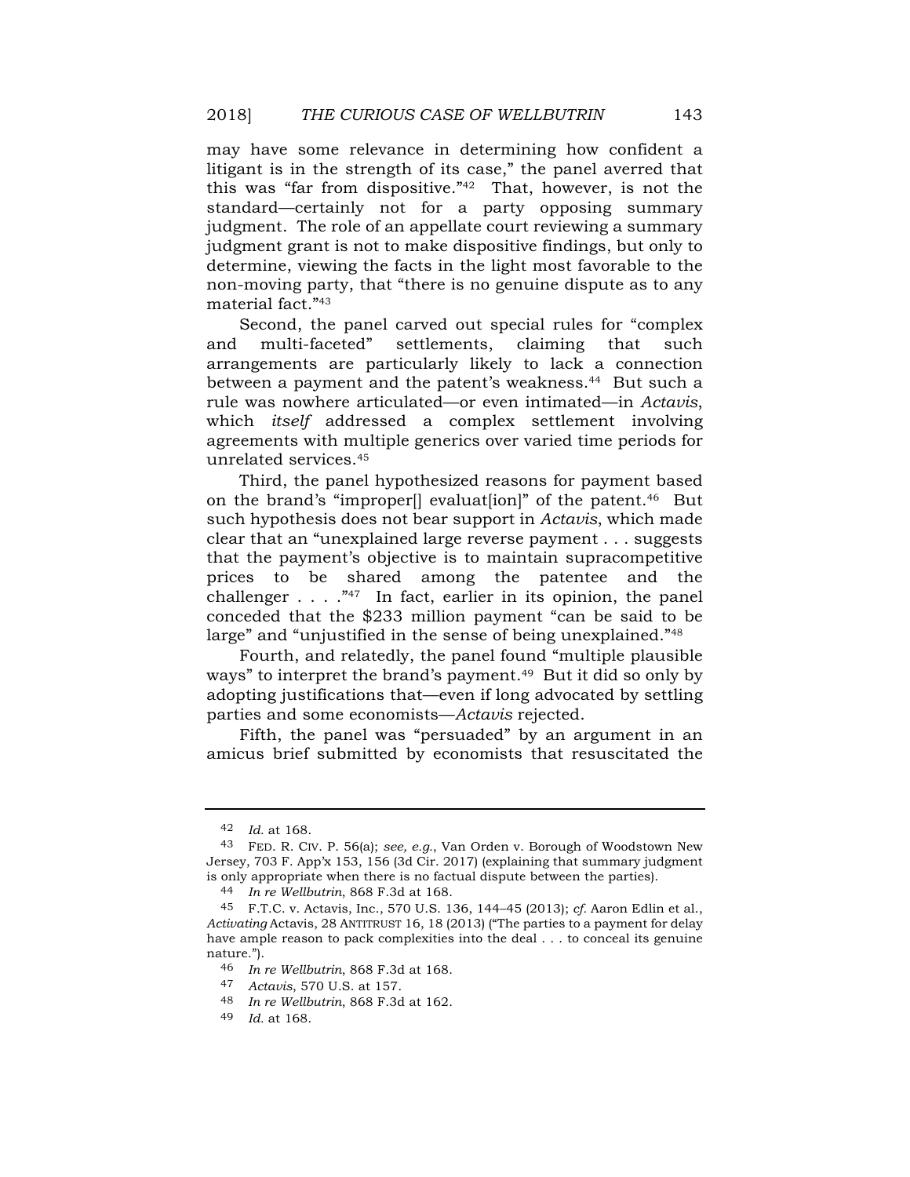may have some relevance in determining how confident a litigant is in the strength of its case," the panel averred that this was "far from dispositive."[42] That, however, is not the standard—certainly not for a party opposing summary judgment. The role of an appellate court reviewing a summary judgment grant is not to make dispositive findings, but only to determine, viewing the facts in the light most favorable to the non-moving party, that "there is no genuine dispute as to any material fact."[43]

Second, the panel carved out special rules for "complex and multi-faceted" settlements, claiming that such arrangements are particularly likely to lack a connection between a payment and the patent's weakness.[44] But such a rule was nowhere articulated—or even intimated—in *Actavis*, which *itself* addressed a complex settlement involving agreements with multiple generics over varied time periods for unrelated services.[45]

Third, the panel hypothesized reasons for payment based on the brand's "improper[] evaluat[ion]" of the patent.[46] But such hypothesis does not bear support in *Actavis*, which made clear that an "unexplained large reverse payment . . . suggests that the payment's objective is to maintain supracompetitive prices to be shared among the patentee and the challenger . . . ."[47] In fact, earlier in its opinion, the panel conceded that the $233 million payment "can be said to be large" and "unjustified in the sense of being unexplained."[48]

Fourth, and relatedly, the panel found "multiple plausible ways" to interpret the brand's payment.[49] But it did so only by adopting justifications that—even if long advocated by settling parties and some economists—*Actavis* rejected.

Fifth, the panel was "persuaded" by an argument in an amicus brief submitted by economists that resuscitated the

---

42 *Id.* at 168.

43 FED. R. CIV. P. 56(a); *see, e.g.*, Van Orden v. Borough of Woodstown New Jersey, 703 F. App'x 153, 156 (3d Cir. 2017) (explaining that summary judgment is only appropriate when there is no factual dispute between the parties).

44 *In re Wellbutrin*, 868 F.3d at 168.

45 F.T.C. v. Actavis, Inc., 570 U.S. 136, 144–45 (2013); *cf.* Aaron Edlin et al., *Activating* Actavis, 28 ANTITRUST 16, 18 (2013) ("The parties to a payment for delay have ample reason to pack complexities into the deal . . . to conceal its genuine nature.").

46 *In re Wellbutrin*, 868 F.3d at 168.

47 *Actavis*, 570 U.S. at 157.

48 *In re Wellbutrin*, 868 F.3d at 162.

49 *Id.* at 168.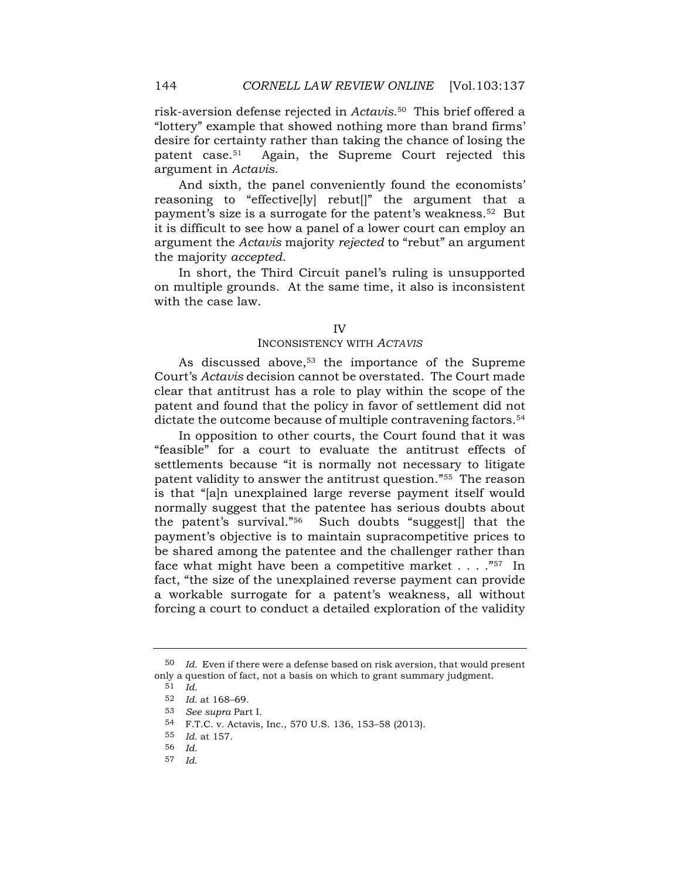risk-aversion defense rejected in *Actavis*.[50] This brief offered a "lottery" example that showed nothing more than brand firms' desire for certainty rather than taking the chance of losing the patent case.[51] Again, the Supreme Court rejected this argument in *Actavis*.

And sixth, the panel conveniently found the economists' reasoning to "effective[ly] rebut[]" the argument that a payment's size is a surrogate for the patent's weakness.[52] But it is difficult to see how a panel of a lower court can employ an argument the *Actavis* majority *rejected* to "rebut" an argument the majority *accepted*.

In short, the Third Circuit panel's ruling is unsupported on multiple grounds. At the same time, it also is inconsistent with the case law.

## IV
## INCONSISTENCY WITH *ACTAVIS*

As discussed above,[53] the importance of the Supreme Court's *Actavis* decision cannot be overstated. The Court made clear that antitrust has a role to play within the scope of the patent and found that the policy in favor of settlement did not dictate the outcome because of multiple contravening factors.[54]

In opposition to other courts, the Court found that it was "feasible" for a court to evaluate the antitrust effects of settlements because "it is normally not necessary to litigate patent validity to answer the antitrust question."[55] The reason is that "[a]n unexplained large reverse payment itself would normally suggest that the patentee has serious doubts about the patent's survival."[56] Such doubts "suggest[] that the payment's objective is to maintain supracompetitive prices to be shared among the patentee and the challenger rather than face what might have been a competitive market . . . ."[57] In fact, "the size of the unexplained reverse payment can provide a workable surrogate for a patent's weakness, all without forcing a court to conduct a detailed exploration of the validity

---

50 *Id.* Even if there were a defense based on risk aversion, that would present only a question of fact, not a basis on which to grant summary judgment.

51 *Id.*

52 *Id.* at 168–69.

53 *See supra* Part I.

54 F.T.C. v. Actavis, Inc., 570 U.S. 136, 153–58 (2013).

55 *Id.* at 157.

56 *Id.*

57 *Id.*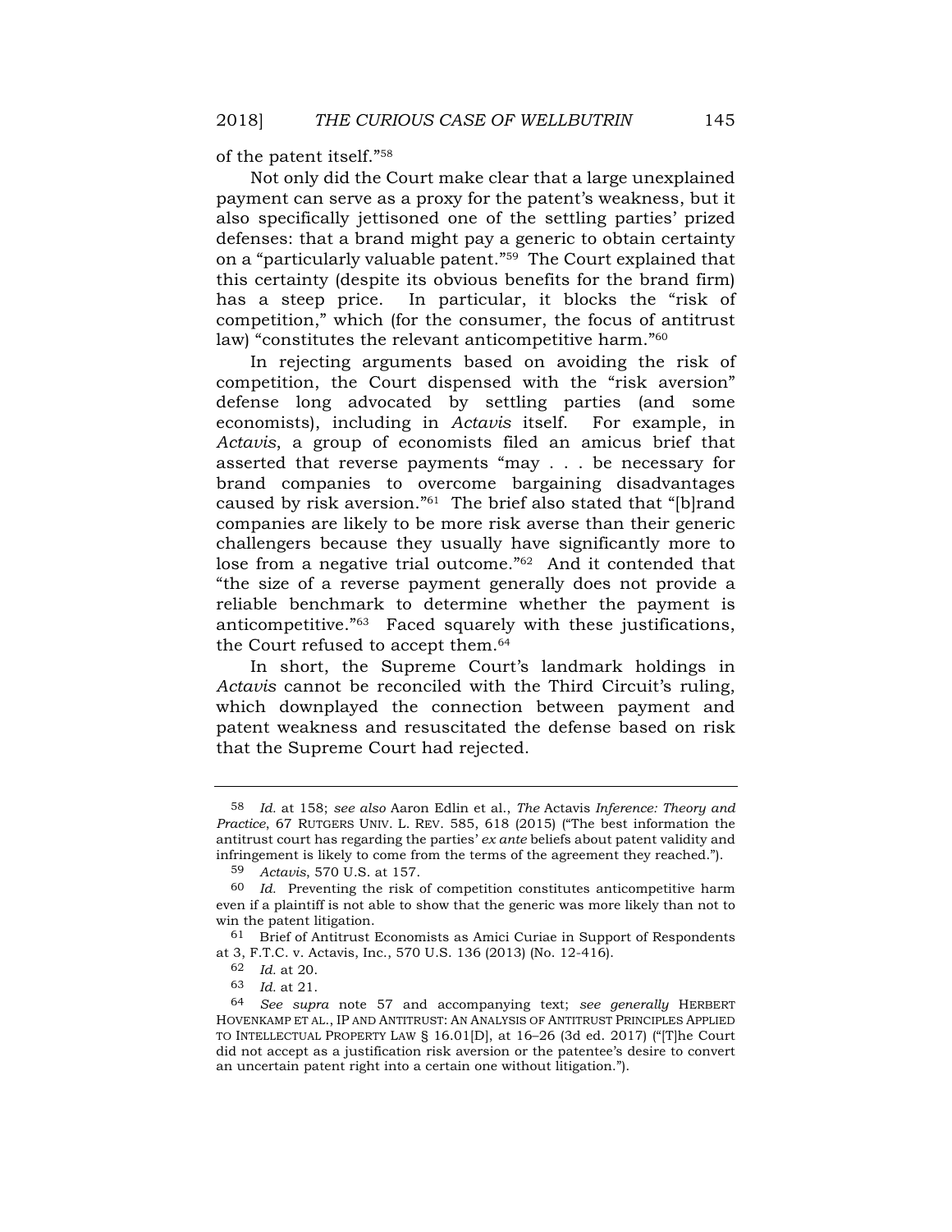of the patent itself."[58]

Not only did the Court make clear that a large unexplained payment can serve as a proxy for the patent's weakness, but it also specifically jettisoned one of the settling parties' prized defenses: that a brand might pay a generic to obtain certainty on a "particularly valuable patent."[59] The Court explained that this certainty (despite its obvious benefits for the brand firm) has a steep price. In particular, it blocks the "risk of competition," which (for the consumer, the focus of antitrust law) "constitutes the relevant anticompetitive harm."[60]

In rejecting arguments based on avoiding the risk of competition, the Court dispensed with the "risk aversion" defense long advocated by settling parties (and some economists), including in *Actavis* itself. For example, in *Actavis*, a group of economists filed an amicus brief that asserted that reverse payments "may . . . be necessary for brand companies to overcome bargaining disadvantages caused by risk aversion."[61] The brief also stated that "[b]rand companies are likely to be more risk averse than their generic challengers because they usually have significantly more to lose from a negative trial outcome."[62] And it contended that "the size of a reverse payment generally does not provide a reliable benchmark to determine whether the payment is anticompetitive."[63] Faced squarely with these justifications, the Court refused to accept them.[64]

In short, the Supreme Court's landmark holdings in *Actavis* cannot be reconciled with the Third Circuit's ruling, which downplayed the connection between payment and patent weakness and resuscitated the defense based on risk that the Supreme Court had rejected.

---

58 *Id.* at 158; *see also* Aaron Edlin et al., *The* Actavis *Inference: Theory and Practice*, 67 RUTGERS UNIV. L. REV. 585, 618 (2015) ("The best information the antitrust court has regarding the parties' *ex ante* beliefs about patent validity and infringement is likely to come from the terms of the agreement they reached.").

59 *Actavis*, 570 U.S. at 157.

60 *Id.* Preventing the risk of competition constitutes anticompetitive harm even if a plaintiff is not able to show that the generic was more likely than not to win the patent litigation.

61 Brief of Antitrust Economists as Amici Curiae in Support of Respondents at 3, F.T.C. v. Actavis, Inc., 570 U.S. 136 (2013) (No. 12-416).

62 *Id.* at 20.

63 *Id.* at 21.

64 *See supra* note 57 and accompanying text; *see generally* HERBERT HOVENKAMP ET AL., IP AND ANTITRUST: AN ANALYSIS OF ANTITRUST PRINCIPLES APPLIED TO INTELLECTUAL PROPERTY LAW § 16.01[D], at 16–26 (3d ed. 2017) ("[T]he Court did not accept as a justification risk aversion or the patentee's desire to convert an uncertain patent right into a certain one without litigation.").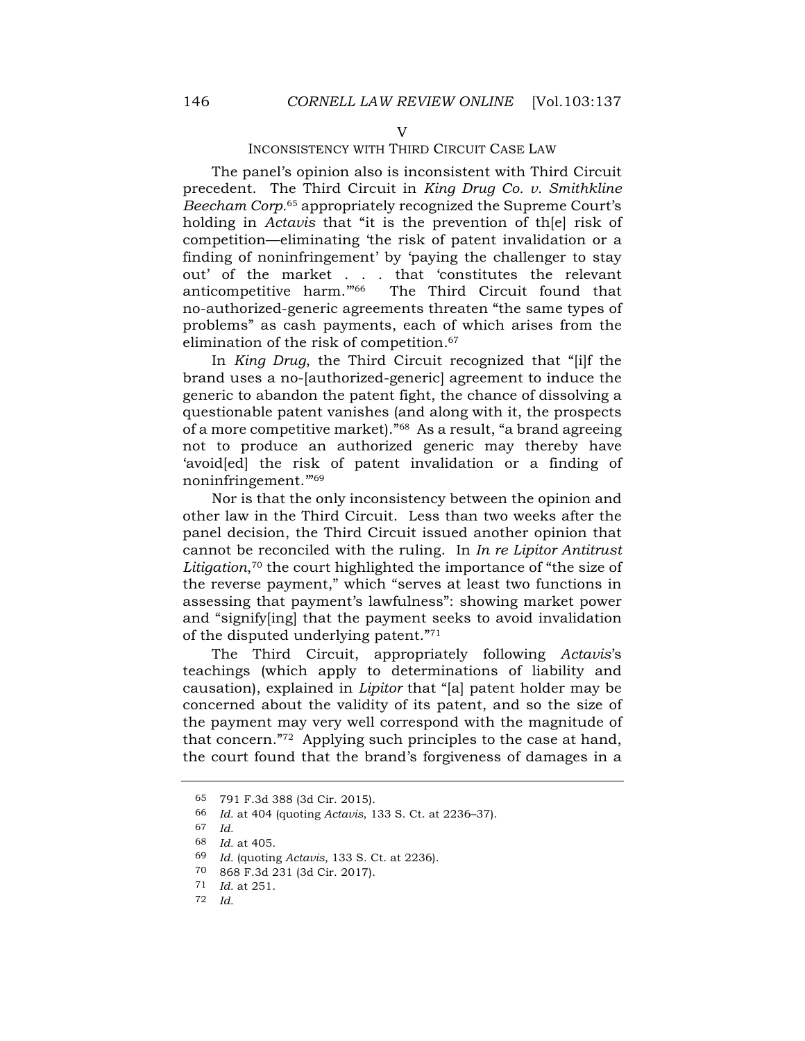## V
## INCONSISTENCY WITH THIRD CIRCUIT CASE LAW

The panel's opinion also is inconsistent with Third Circuit precedent. The Third Circuit in *King Drug Co. v. Smithkline Beecham Corp.*[65] appropriately recognized the Supreme Court's holding in *Actavis* that "it is the prevention of th[e] risk of competition—eliminating 'the risk of patent invalidation or a finding of noninfringement' by 'paying the challenger to stay out' of the market . . . that 'constitutes the relevant anticompetitive harm.'"[66] The Third Circuit found that no-authorized-generic agreements threaten "the same types of problems" as cash payments, each of which arises from the elimination of the risk of competition.[67]

In *King Drug*, the Third Circuit recognized that "[i]f the brand uses a no-[authorized-generic] agreement to induce the generic to abandon the patent fight, the chance of dissolving a questionable patent vanishes (and along with it, the prospects of a more competitive market)."[68] As a result, "a brand agreeing not to produce an authorized generic may thereby have 'avoid[ed] the risk of patent invalidation or a finding of noninfringement.'"[69]

Nor is that the only inconsistency between the opinion and other law in the Third Circuit. Less than two weeks after the panel decision, the Third Circuit issued another opinion that cannot be reconciled with the ruling. In *In re Lipitor Antitrust Litigation*,[70] the court highlighted the importance of "the size of the reverse payment," which "serves at least two functions in assessing that payment's lawfulness": showing market power and "signify[ing] that the payment seeks to avoid invalidation of the disputed underlying patent."[71]

The Third Circuit, appropriately following *Actavis*'s teachings (which apply to determinations of liability and causation), explained in *Lipitor* that "[a] patent holder may be concerned about the validity of its patent, and so the size of the payment may very well correspond with the magnitude of that concern."[72] Applying such principles to the case at hand, the court found that the brand's forgiveness of damages in a

---

65 791 F.3d 388 (3d Cir. 2015).

66 *Id.* at 404 (quoting *Actavis*, 133 S. Ct. at 2236–37).

67 *Id.*

68 *Id.* at 405.

69 *Id.* (quoting *Actavis*, 133 S. Ct. at 2236).

70 868 F.3d 231 (3d Cir. 2017).

71 *Id.* at 251.

72 *Id.*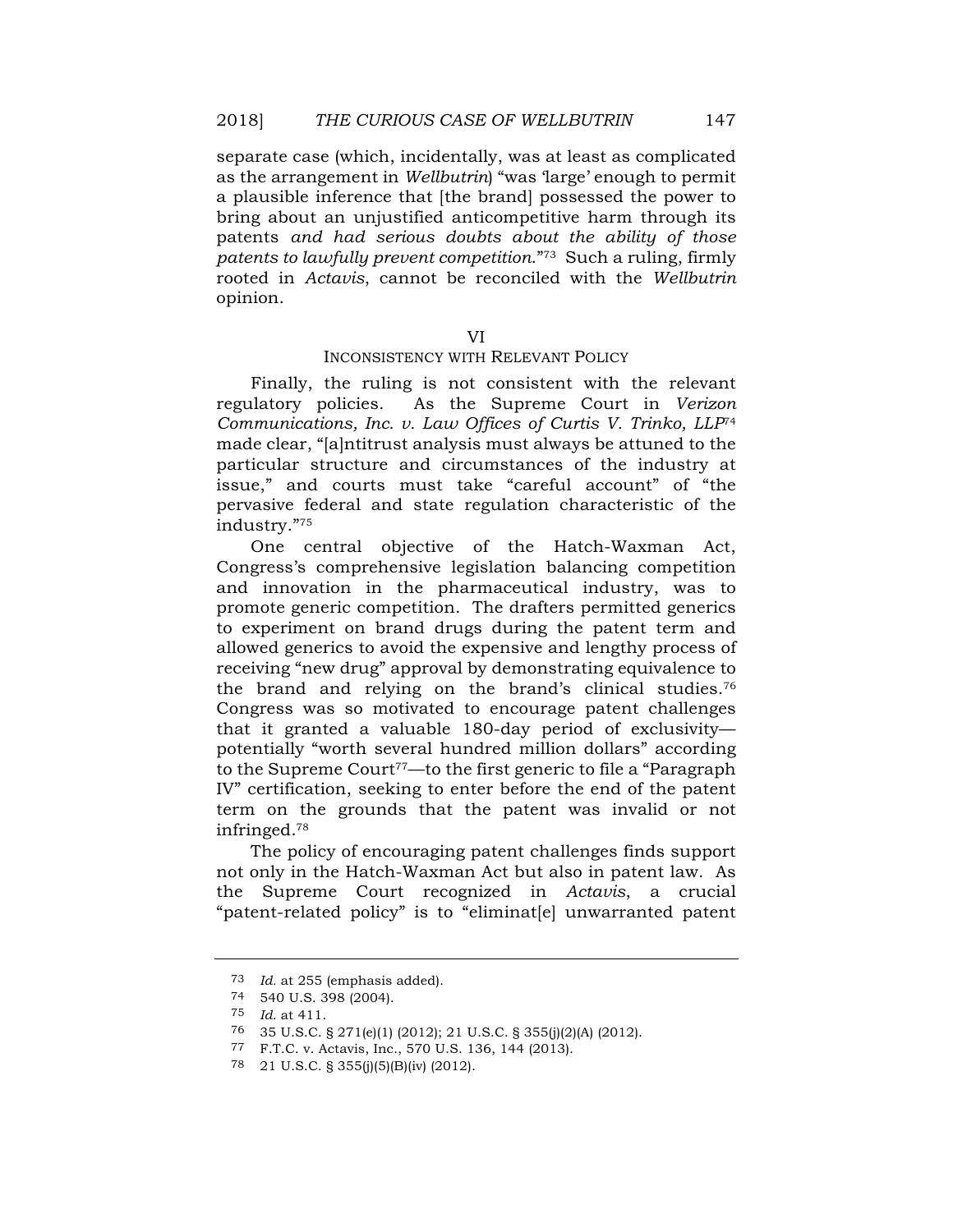separate case (which, incidentally, was at least as complicated as the arrangement in *Wellbutrin*) "was 'large' enough to permit a plausible inference that [the brand] possessed the power to bring about an unjustified anticompetitive harm through its patents *and had serious doubts about the ability of those patents to lawfully prevent competition*."[73] Such a ruling, firmly rooted in *Actavis*, cannot be reconciled with the *Wellbutrin* opinion.

## VI
## INCONSISTENCY WITH RELEVANT POLICY

Finally, the ruling is not consistent with the relevant regulatory policies. As the Supreme Court in *Verizon Communications, Inc. v. Law Offices of Curtis V. Trinko, LLP*[74] made clear, "[a]ntitrust analysis must always be attuned to the particular structure and circumstances of the industry at issue," and courts must take "careful account" of "the pervasive federal and state regulation characteristic of the industry."[75]

One central objective of the Hatch-Waxman Act, Congress's comprehensive legislation balancing competition and innovation in the pharmaceutical industry, was to promote generic competition. The drafters permitted generics to experiment on brand drugs during the patent term and allowed generics to avoid the expensive and lengthy process of receiving "new drug" approval by demonstrating equivalence to the brand and relying on the brand's clinical studies.[76] Congress was so motivated to encourage patent challenges that it granted a valuable 180-day period of exclusivity—potentially "worth several hundred million dollars" according to the Supreme Court[77]—to the first generic to file a "Paragraph IV" certification, seeking to enter before the end of the patent term on the grounds that the patent was invalid or not infringed.[78]

The policy of encouraging patent challenges finds support not only in the Hatch-Waxman Act but also in patent law. As the Supreme Court recognized in *Actavis*, a crucial "patent-related policy" is to "eliminat[e] unwarranted patent

---

73 *Id.* at 255 (emphasis added).

74 540 U.S. 398 (2004).

75 *Id.* at 411.

76 35 U.S.C. § 271(e)(1) (2012); 21 U.S.C. § 355(j)(2)(A) (2012).

77 F.T.C. v. Actavis, Inc., 570 U.S. 136, 144 (2013).

78 21 U.S.C. § 355(j)(5)(B)(iv) (2012).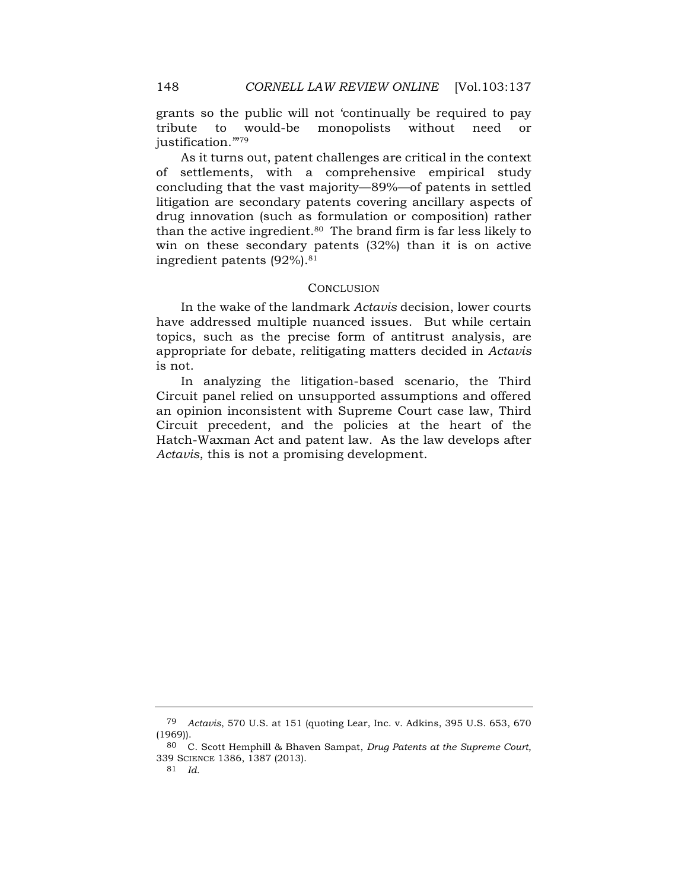grants so the public will not 'continually be required to pay tribute to would-be monopolists without need or justification.'"[79]

As it turns out, patent challenges are critical in the context of settlements, with a comprehensive empirical study concluding that the vast majority—89%—of patents in settled litigation are secondary patents covering ancillary aspects of drug innovation (such as formulation or composition) rather than the active ingredient.[80] The brand firm is far less likely to win on these secondary patents (32%) than it is on active ingredient patents (92%).[81]

## CONCLUSION

In the wake of the landmark *Actavis* decision, lower courts have addressed multiple nuanced issues. But while certain topics, such as the precise form of antitrust analysis, are appropriate for debate, relitigating matters decided in *Actavis* is not.

In analyzing the litigation-based scenario, the Third Circuit panel relied on unsupported assumptions and offered an opinion inconsistent with Supreme Court case law, Third Circuit precedent, and the policies at the heart of the Hatch-Waxman Act and patent law. As the law develops after *Actavis*, this is not a promising development.

---

79 *Actavis*, 570 U.S. at 151 (quoting Lear, Inc. v. Adkins, 395 U.S. 653, 670 (1969)).

80 C. Scott Hemphill & Bhaven Sampat, *Drug Patents at the Supreme Court*, 339 SCIENCE 1386, 1387 (2013).

81 *Id.*